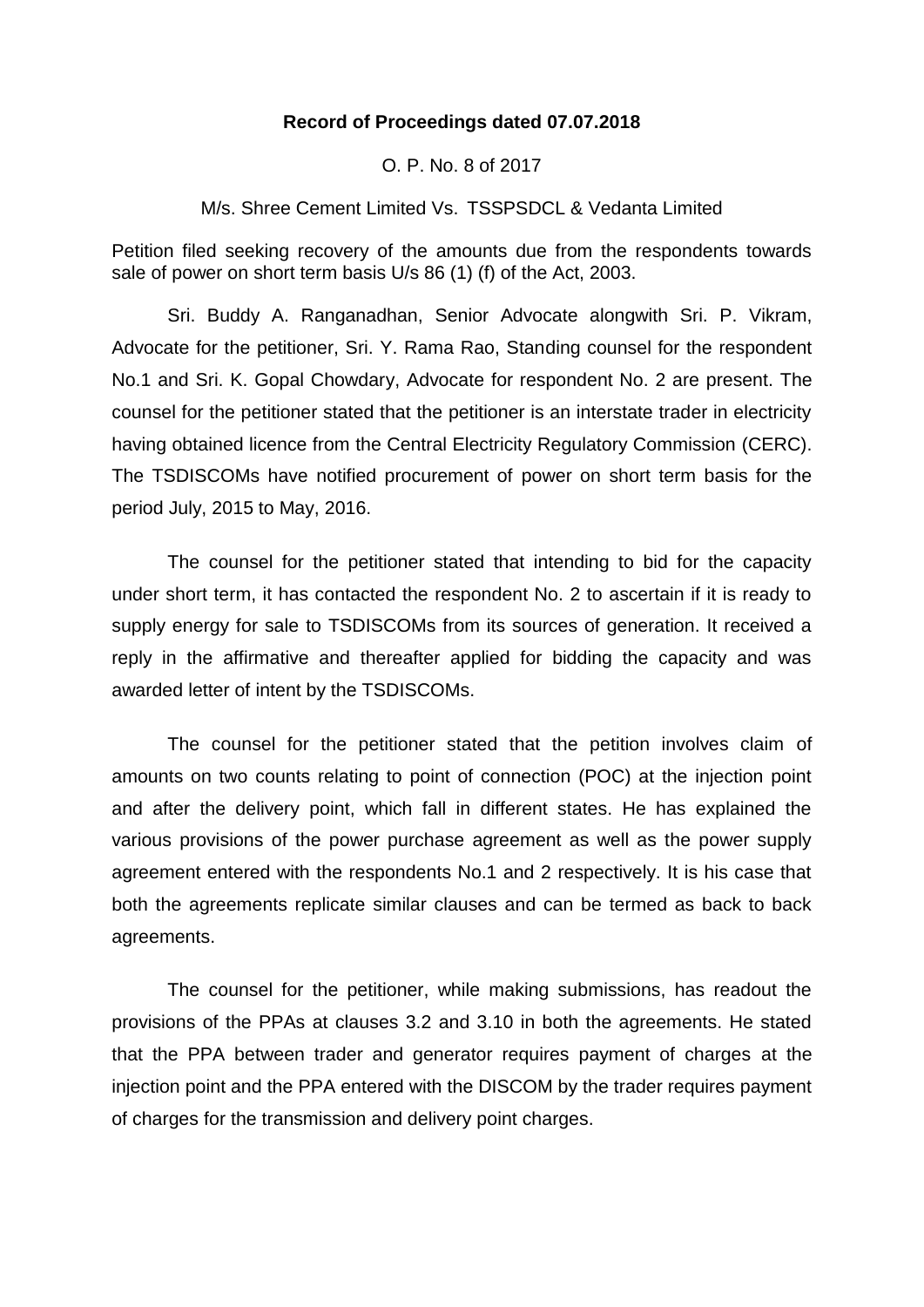**Record of Proceedings dated 07.07.2018**

O. P. No. 8 of 2017

M/s. Shree Cement Limited Vs. TSSPSDCL & Vedanta Limited

Petition filed seeking recovery of the amounts due from the respondents towards sale of power on short term basis U/s 86 (1) (f) of the Act, 2003.

Sri. Buddy A. Ranganadhan, Senior Advocate alongwith Sri. P. Vikram, Advocate for the petitioner, Sri. Y. Rama Rao, Standing counsel for the respondent No.1 and Sri. K. Gopal Chowdary, Advocate for respondent No. 2 are present. The counsel for the petitioner stated that the petitioner is an interstate trader in electricity having obtained licence from the Central Electricity Regulatory Commission (CERC). The TSDISCOMs have notified procurement of power on short term basis for the period July, 2015 to May, 2016.

The counsel for the petitioner stated that intending to bid for the capacity under short term, it has contacted the respondent No. 2 to ascertain if it is ready to supply energy for sale to TSDISCOMs from its sources of generation. It received a reply in the affirmative and thereafter applied for bidding the capacity and was awarded letter of intent by the TSDISCOMs.

The counsel for the petitioner stated that the petition involves claim of amounts on two counts relating to point of connection (POC) at the injection point and after the delivery point, which fall in different states. He has explained the various provisions of the power purchase agreement as well as the power supply agreement entered with the respondents No.1 and 2 respectively. It is his case that both the agreements replicate similar clauses and can be termed as back to back agreements.

The counsel for the petitioner, while making submissions, has readout the provisions of the PPAs at clauses 3.2 and 3.10 in both the agreements. He stated that the PPA between trader and generator requires payment of charges at the injection point and the PPA entered with the DISCOM by the trader requires payment of charges for the transmission and delivery point charges.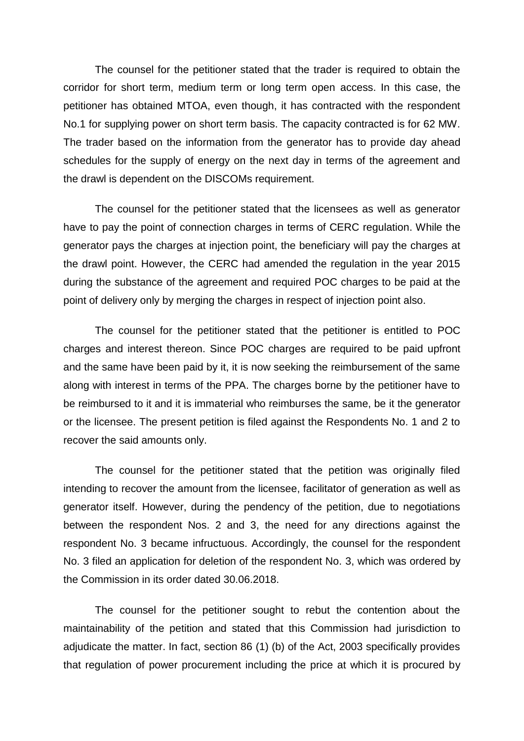The counsel for the petitioner stated that the trader is required to obtain the corridor for short term, medium term or long term open access. In this case, the petitioner has obtained MTOA, even though, it has contracted with the respondent No.1 for supplying power on short term basis. The capacity contracted is for 62 MW. The trader based on the information from the generator has to provide day ahead schedules for the supply of energy on the next day in terms of the agreement and the drawl is dependent on the DISCOMs requirement.

The counsel for the petitioner stated that the licensees as well as generator have to pay the point of connection charges in terms of CERC regulation. While the generator pays the charges at injection point, the beneficiary will pay the charges at the drawl point. However, the CERC had amended the regulation in the year 2015 during the substance of the agreement and required POC charges to be paid at the point of delivery only by merging the charges in respect of injection point also.

The counsel for the petitioner stated that the petitioner is entitled to POC charges and interest thereon. Since POC charges are required to be paid upfront and the same have been paid by it, it is now seeking the reimbursement of the same along with interest in terms of the PPA. The charges borne by the petitioner have to be reimbursed to it and it is immaterial who reimburses the same, be it the generator or the licensee. The present petition is filed against the Respondents No. 1 and 2 to recover the said amounts only.

The counsel for the petitioner stated that the petition was originally filed intending to recover the amount from the licensee, facilitator of generation as well as generator itself. However, during the pendency of the petition, due to negotiations between the respondent Nos. 2 and 3, the need for any directions against the respondent No. 3 became infructuous. Accordingly, the counsel for the respondent No. 3 filed an application for deletion of the respondent No. 3, which was ordered by the Commission in its order dated 30.06.2018.

The counsel for the petitioner sought to rebut the contention about the maintainability of the petition and stated that this Commission had jurisdiction to adjudicate the matter. In fact, section 86 (1) (b) of the Act, 2003 specifically provides that regulation of power procurement including the price at which it is procured by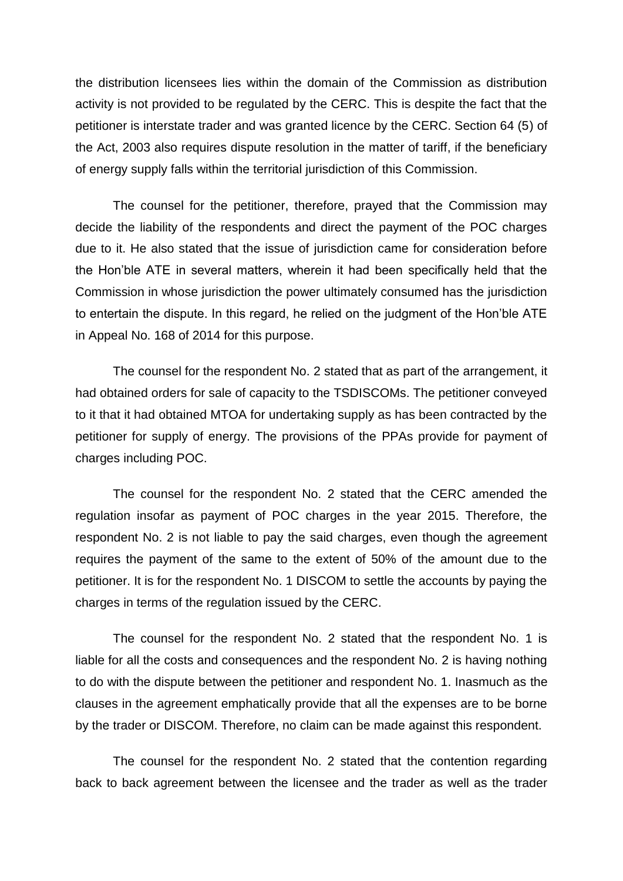the distribution licensees lies within the domain of the Commission as distribution activity is not provided to be regulated by the CERC. This is despite the fact that the petitioner is interstate trader and was granted licence by the CERC. Section 64 (5) of the Act, 2003 also requires dispute resolution in the matter of tariff, if the beneficiary of energy supply falls within the territorial jurisdiction of this Commission.

The counsel for the petitioner, therefore, prayed that the Commission may decide the liability of the respondents and direct the payment of the POC charges due to it. He also stated that the issue of jurisdiction came for consideration before the Hon'ble ATE in several matters, wherein it had been specifically held that the Commission in whose jurisdiction the power ultimately consumed has the jurisdiction to entertain the dispute. In this regard, he relied on the judgment of the Hon'ble ATE in Appeal No. 168 of 2014 for this purpose.

The counsel for the respondent No. 2 stated that as part of the arrangement, it had obtained orders for sale of capacity to the TSDISCOMs. The petitioner conveyed to it that it had obtained MTOA for undertaking supply as has been contracted by the petitioner for supply of energy. The provisions of the PPAs provide for payment of charges including POC.

The counsel for the respondent No. 2 stated that the CERC amended the regulation insofar as payment of POC charges in the year 2015. Therefore, the respondent No. 2 is not liable to pay the said charges, even though the agreement requires the payment of the same to the extent of 50% of the amount due to the petitioner. It is for the respondent No. 1 DISCOM to settle the accounts by paying the charges in terms of the regulation issued by the CERC.

The counsel for the respondent No. 2 stated that the respondent No. 1 is liable for all the costs and consequences and the respondent No. 2 is having nothing to do with the dispute between the petitioner and respondent No. 1. Inasmuch as the clauses in the agreement emphatically provide that all the expenses are to be borne by the trader or DISCOM. Therefore, no claim can be made against this respondent.

The counsel for the respondent No. 2 stated that the contention regarding back to back agreement between the licensee and the trader as well as the trader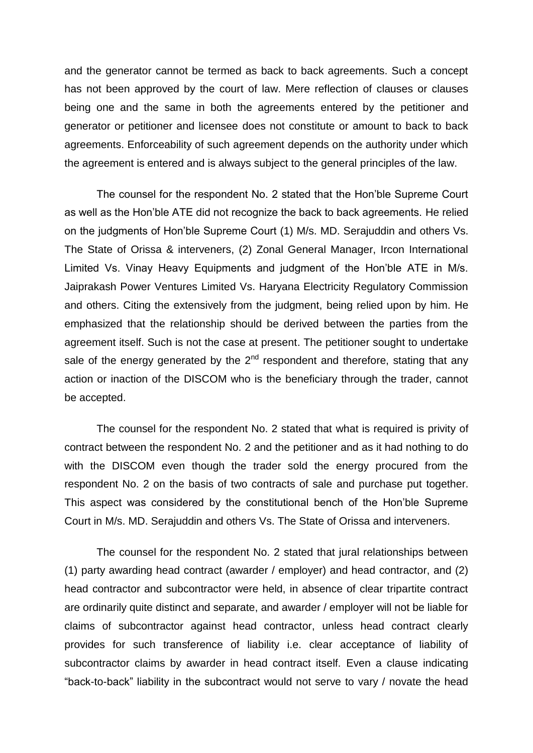and the generator cannot be termed as back to back agreements. Such a concept has not been approved by the court of law. Mere reflection of clauses or clauses being one and the same in both the agreements entered by the petitioner and generator or petitioner and licensee does not constitute or amount to back to back agreements. Enforceability of such agreement depends on the authority under which the agreement is entered and is always subject to the general principles of the law.

The counsel for the respondent No. 2 stated that the Hon'ble Supreme Court as well as the Hon'ble ATE did not recognize the back to back agreements. He relied on the judgments of Hon'ble Supreme Court (1) M/s. MD. Serajuddin and others Vs. The State of Orissa & interveners, (2) Zonal General Manager, Ircon International Limited Vs. Vinay Heavy Equipments and judgment of the Hon'ble ATE in M/s. Jaiprakash Power Ventures Limited Vs. Haryana Electricity Regulatory Commission and others. Citing the extensively from the judgment, being relied upon by him. He emphasized that the relationship should be derived between the parties from the agreement itself. Such is not the case at present. The petitioner sought to undertake sale of the energy generated by the 2[nd] respondent and therefore, stating that any action or inaction of the DISCOM who is the beneficiary through the trader, cannot be accepted.

The counsel for the respondent No. 2 stated that what is required is privity of contract between the respondent No. 2 and the petitioner and as it had nothing to do with the DISCOM even though the trader sold the energy procured from the respondent No. 2 on the basis of two contracts of sale and purchase put together. This aspect was considered by the constitutional bench of the Hon'ble Supreme Court in M/s. MD. Serajuddin and others Vs. The State of Orissa and interveners.

The counsel for the respondent No. 2 stated that jural relationships between (1) party awarding head contract (awarder / employer) and head contractor, and (2) head contractor and subcontractor were held, in absence of clear tripartite contract are ordinarily quite distinct and separate, and awarder / employer will not be liable for claims of subcontractor against head contractor, unless head contract clearly provides for such transference of liability i.e. clear acceptance of liability of subcontractor claims by awarder in head contract itself. Even a clause indicating "back-to-back" liability in the subcontract would not serve to vary / novate the head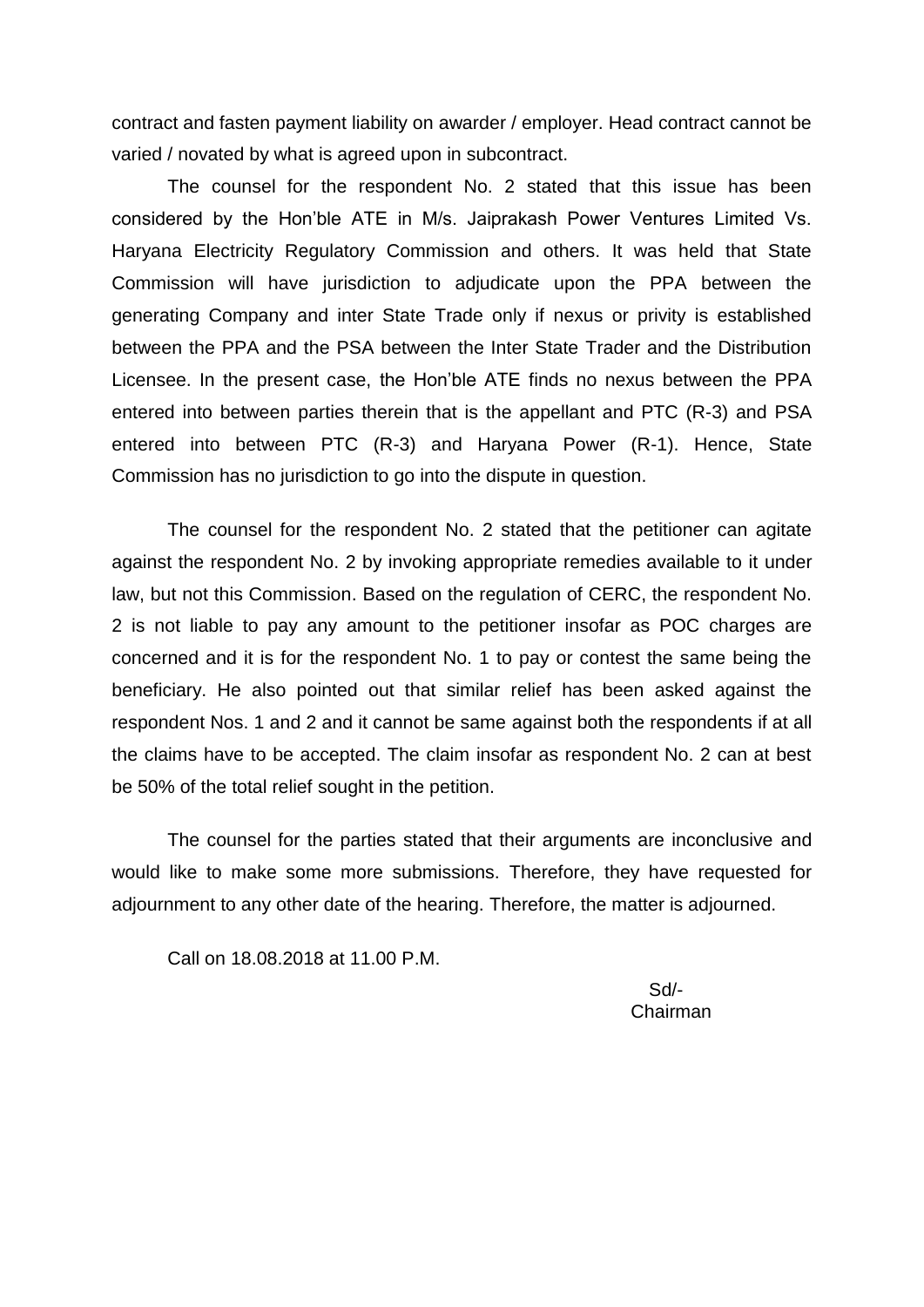contract and fasten payment liability on awarder / employer. Head contract cannot be varied / novated by what is agreed upon in subcontract.

The counsel for the respondent No. 2 stated that this issue has been considered by the Hon'ble ATE in M/s. Jaiprakash Power Ventures Limited Vs. Haryana Electricity Regulatory Commission and others. It was held that State Commission will have jurisdiction to adjudicate upon the PPA between the generating Company and inter State Trade only if nexus or privity is established between the PPA and the PSA between the Inter State Trader and the Distribution Licensee. In the present case, the Hon'ble ATE finds no nexus between the PPA entered into between parties therein that is the appellant and PTC (R-3) and PSA entered into between PTC (R-3) and Haryana Power (R-1). Hence, State Commission has no jurisdiction to go into the dispute in question.

The counsel for the respondent No. 2 stated that the petitioner can agitate against the respondent No. 2 by invoking appropriate remedies available to it under law, but not this Commission. Based on the regulation of CERC, the respondent No. 2 is not liable to pay any amount to the petitioner insofar as POC charges are concerned and it is for the respondent No. 1 to pay or contest the same being the beneficiary. He also pointed out that similar relief has been asked against the respondent Nos. 1 and 2 and it cannot be same against both the respondents if at all the claims have to be accepted. The claim insofar as respondent No. 2 can at best be 50% of the total relief sought in the petition.

The counsel for the parties stated that their arguments are inconclusive and would like to make some more submissions. Therefore, they have requested for adjournment to any other date of the hearing. Therefore, the matter is adjourned.

Call on 18.08.2018 at 11.00 P.M.

Sd/-
Chairman